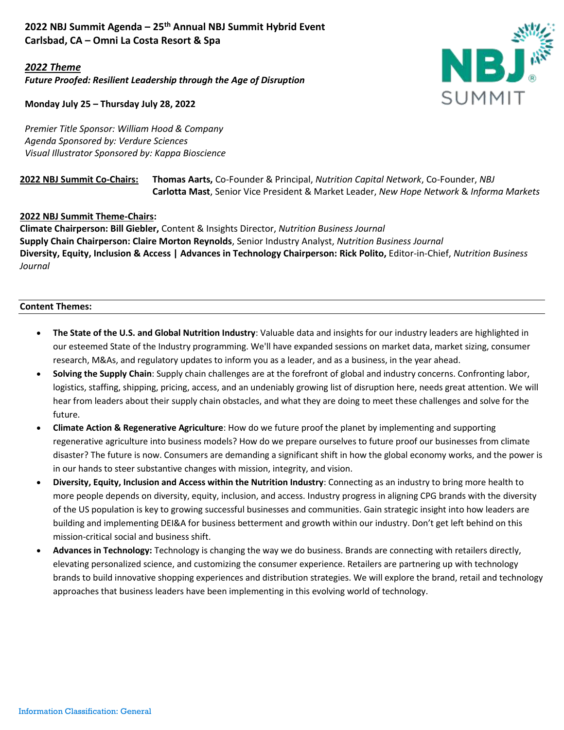# 2022 NBJ Summit Agenda – 25th Annual NBJ Summit Hybrid Event
## Carlsbad, CA – Omni La Costa Resort & Spa

***2022 Theme***
***Future Proofed: Resilient Leadership through the Age of Disruption***

**Monday July 25 – Thursday July 28, 2022**

*Premier Title Sponsor: William Hood & Company*
*Agenda Sponsored by: Verdure Sciences*
*Visual Illustrator Sponsored by: Kappa Bioscience*

**2022 NBJ Summit Co-Chairs:** **Thomas Aarts,** Co-Founder & Principal, *Nutrition Capital Network*, Co-Founder, *NBJ*
**Carlotta Mast**, Senior Vice President & Market Leader, *New Hope Network* & *Informa Markets*

**2022 NBJ Summit Theme-Chairs:**
**Climate Chairperson: Bill Giebler,** Content & Insights Director, *Nutrition Business Journal*
**Supply Chain Chairperson: Claire Morton Reynolds**, Senior Industry Analyst, *Nutrition Business Journal*
**Diversity, Equity, Inclusion & Access | Advances in Technology Chairperson: Rick Polito,** Editor-in-Chief, *Nutrition Business Journal*

**Content Themes:**

- **The State of the U.S. and Global Nutrition Industry**: Valuable data and insights for our industry leaders are highlighted in our esteemed State of the Industry programming. We'll have expanded sessions on market data, market sizing, consumer research, M&As, and regulatory updates to inform you as a leader, and as a business, in the year ahead.
- **Solving the Supply Chain**: Supply chain challenges are at the forefront of global and industry concerns. Confronting labor, logistics, staffing, shipping, pricing, access, and an undeniably growing list of disruption here, needs great attention. We will hear from leaders about their supply chain obstacles, and what they are doing to meet these challenges and solve for the future.
- **Climate Action & Regenerative Agriculture**: How do we future proof the planet by implementing and supporting regenerative agriculture into business models? How do we prepare ourselves to future proof our businesses from climate disaster? The future is now. Consumers are demanding a significant shift in how the global economy works, and the power is in our hands to steer substantive changes with mission, integrity, and vision.
- **Diversity, Equity, Inclusion and Access within the Nutrition Industry**: Connecting as an industry to bring more health to more people depends on diversity, equity, inclusion, and access. Industry progress in aligning CPG brands with the diversity of the US population is key to growing successful businesses and communities. Gain strategic insight into how leaders are building and implementing DEI&A for business betterment and growth within our industry. Don't get left behind on this mission-critical social and business shift.
- **Advances in Technology:** Technology is changing the way we do business. Brands are connecting with retailers directly, elevating personalized science, and customizing the consumer experience. Retailers are partnering up with technology brands to build innovative shopping experiences and distribution strategies. We will explore the brand, retail and technology approaches that business leaders have been implementing in this evolving world of technology.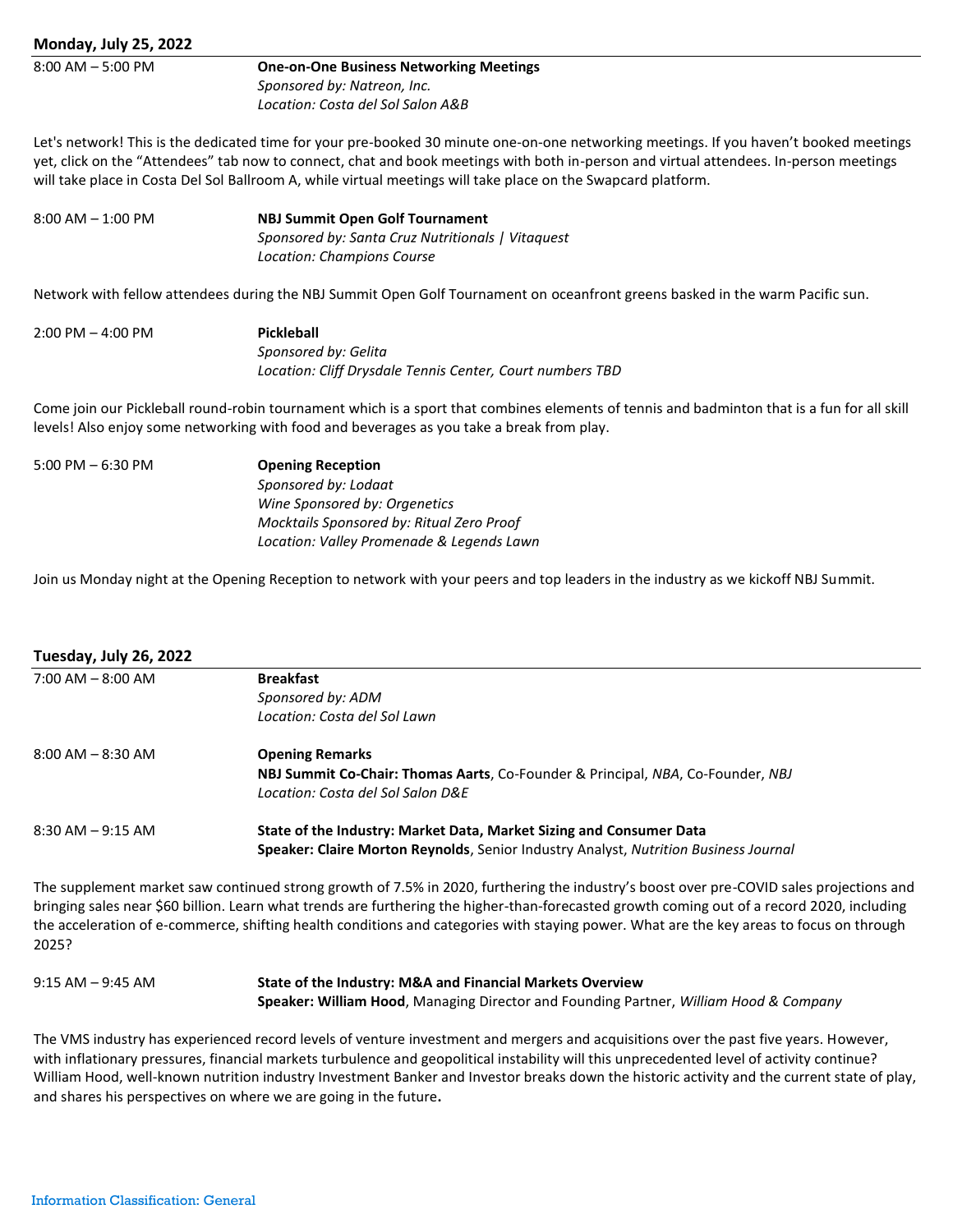**Monday, July 25, 2022**

8:00 AM – 5:00 PM **One-on-One Business Networking Meetings**
*Sponsored by: Natreon, Inc.*
*Location: Costa del Sol Salon A&B*

Let's network! This is the dedicated time for your pre-booked 30 minute one-on-one networking meetings. If you haven't booked meetings yet, click on the "Attendees" tab now to connect, chat and book meetings with both in-person and virtual attendees. In-person meetings will take place in Costa Del Sol Ballroom A, while virtual meetings will take place on the Swapcard platform.

8:00 AM – 1:00 PM **NBJ Summit Open Golf Tournament**
*Sponsored by: Santa Cruz Nutritionals | Vitaquest*
*Location: Champions Course*

Network with fellow attendees during the NBJ Summit Open Golf Tournament on oceanfront greens basked in the warm Pacific sun.

2:00 PM – 4:00 PM **Pickleball**
*Sponsored by: Gelita*
*Location: Cliff Drysdale Tennis Center, Court numbers TBD*

Come join our Pickleball round-robin tournament which is a sport that combines elements of tennis and badminton that is a fun for all skill levels! Also enjoy some networking with food and beverages as you take a break from play.

5:00 PM – 6:30 PM **Opening Reception**
*Sponsored by: Lodaat*
*Wine Sponsored by: Orgenetics*
*Mocktails Sponsored by: Ritual Zero Proof*
*Location: Valley Promenade & Legends Lawn*

Join us Monday night at the Opening Reception to network with your peers and top leaders in the industry as we kickoff NBJ Summit.

**Tuesday, July 26, 2022**

7:00 AM – 8:00 AM **Breakfast**
*Sponsored by: ADM*
*Location: Costa del Sol Lawn*

8:00 AM – 8:30 AM **Opening Remarks**
**NBJ Summit Co-Chair: Thomas Aarts**, Co-Founder & Principal, *NBA*, Co-Founder, *NBJ*
*Location: Costa del Sol Salon D&E*

8:30 AM – 9:15 AM **State of the Industry: Market Data, Market Sizing and Consumer Data**
**Speaker: Claire Morton Reynolds**, Senior Industry Analyst, *Nutrition Business Journal*

The supplement market saw continued strong growth of 7.5% in 2020, furthering the industry's boost over pre-COVID sales projections and bringing sales near $60 billion. Learn what trends are furthering the higher-than-forecasted growth coming out of a record 2020, including the acceleration of e-commerce, shifting health conditions and categories with staying power. What are the key areas to focus on through 2025?

9:15 AM – 9:45 AM **State of the Industry: M&A and Financial Markets Overview**
**Speaker: William Hood**, Managing Director and Founding Partner, *William Hood & Company*

The VMS industry has experienced record levels of venture investment and mergers and acquisitions over the past five years. However, with inflationary pressures, financial markets turbulence and geopolitical instability will this unprecedented level of activity continue? William Hood, well-known nutrition industry Investment Banker and Investor breaks down the historic activity and the current state of play, and shares his perspectives on where we are going in the future**.**

Information Classification: General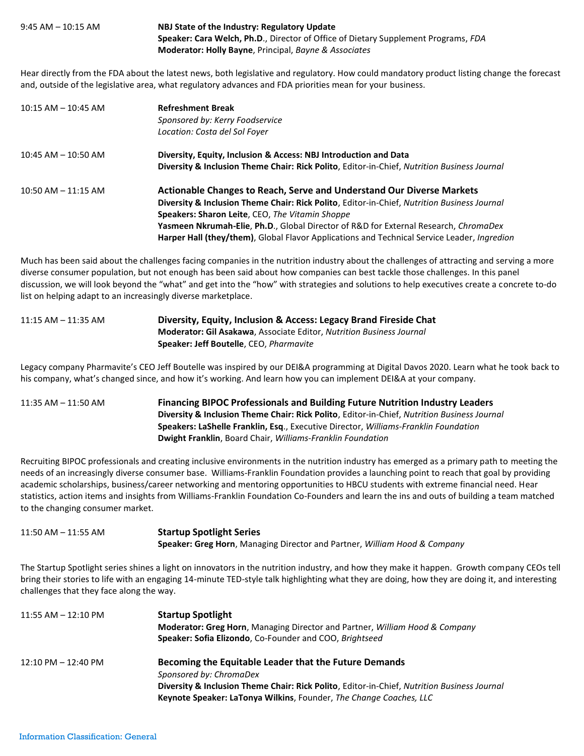9:45 AM – 10:15 AM

**NBJ State of the Industry: Regulatory Update**
**Speaker: Cara Welch, Ph.D**., Director of Office of Dietary Supplement Programs, *FDA*
**Moderator: Holly Bayne**, Principal, *Bayne & Associates*

Hear directly from the FDA about the latest news, both legislative and regulatory. How could mandatory product listing change the forecast and, outside of the legislative area, what regulatory advances and FDA priorities mean for your business.

10:15 AM – 10:45 AM

**Refreshment Break**
*Sponsored by: Kerry Foodservice*
*Location: Costa del Sol Foyer*

10:45 AM – 10:50 AM

**Diversity, Equity, Inclusion & Access: NBJ Introduction and Data**
**Diversity & Inclusion Theme Chair: Rick Polito**, Editor-in-Chief, *Nutrition Business Journal*

10:50 AM – 11:15 AM

**Actionable Changes to Reach, Serve and Understand Our Diverse Markets**
**Diversity & Inclusion Theme Chair: Rick Polito**, Editor-in-Chief, *Nutrition Business Journal*
**Speakers: Sharon Leite**, CEO, *The Vitamin Shoppe*
**Yasmeen Nkrumah-Elie, Ph.D**., Global Director of R&D for External Research, *ChromaDex*
**Harper Hall (they/them)**, Global Flavor Applications and Technical Service Leader, *Ingredion*

Much has been said about the challenges facing companies in the nutrition industry about the challenges of attracting and serving a more diverse consumer population, but not enough has been said about how companies can best tackle those challenges. In this panel discussion, we will look beyond the "what" and get into the "how" with strategies and solutions to help executives create a concrete to-do list on helping adapt to an increasingly diverse marketplace.

11:15 AM – 11:35 AM

**Diversity, Equity, Inclusion & Access: Legacy Brand Fireside Chat**
**Moderator: Gil Asakawa**, Associate Editor, *Nutrition Business Journal*
**Speaker: Jeff Boutelle**, CEO, *Pharmavite*

Legacy company Pharmavite's CEO Jeff Boutelle was inspired by our DEI&A programming at Digital Davos 2020. Learn what he took back to his company, what's changed since, and how it's working. And learn how you can implement DEI&A at your company.

11:35 AM – 11:50 AM

**Financing BIPOC Professionals and Building Future Nutrition Industry Leaders**
**Diversity & Inclusion Theme Chair: Rick Polito**, Editor-in-Chief, *Nutrition Business Journal*
**Speakers: LaShelle Franklin, Esq**., Executive Director, *Williams-Franklin Foundation*
**Dwight Franklin**, Board Chair, *Williams-Franklin Foundation*

Recruiting BIPOC professionals and creating inclusive environments in the nutrition industry has emerged as a primary path to meeting the needs of an increasingly diverse consumer base. Williams-Franklin Foundation provides a launching point to reach that goal by providing academic scholarships, business/career networking and mentoring opportunities to HBCU students with extreme financial need. Hear statistics, action items and insights from Williams-Franklin Foundation Co-Founders and learn the ins and outs of building a team matched to the changing consumer market.

11:50 AM – 11:55 AM

**Startup Spotlight Series**
**Speaker: Greg Horn**, Managing Director and Partner, *William Hood & Company*

The Startup Spotlight series shines a light on innovators in the nutrition industry, and how they make it happen. Growth company CEOs tell bring their stories to life with an engaging 14-minute TED-style talk highlighting what they are doing, how they are doing it, and interesting challenges that they face along the way.

11:55 AM – 12:10 PM

**Startup Spotlight**
**Moderator: Greg Horn**, Managing Director and Partner, *William Hood & Company*
**Speaker: Sofia Elizondo**, Co-Founder and COO, *Brightseed*

12:10 PM – 12:40 PM

**Becoming the Equitable Leader that the Future Demands**
*Sponsored by: ChromaDex*
**Diversity & Inclusion Theme Chair: Rick Polito**, Editor-in-Chief, *Nutrition Business Journal*
**Keynote Speaker: LaTonya Wilkins**, Founder, *The Change Coaches, LLC*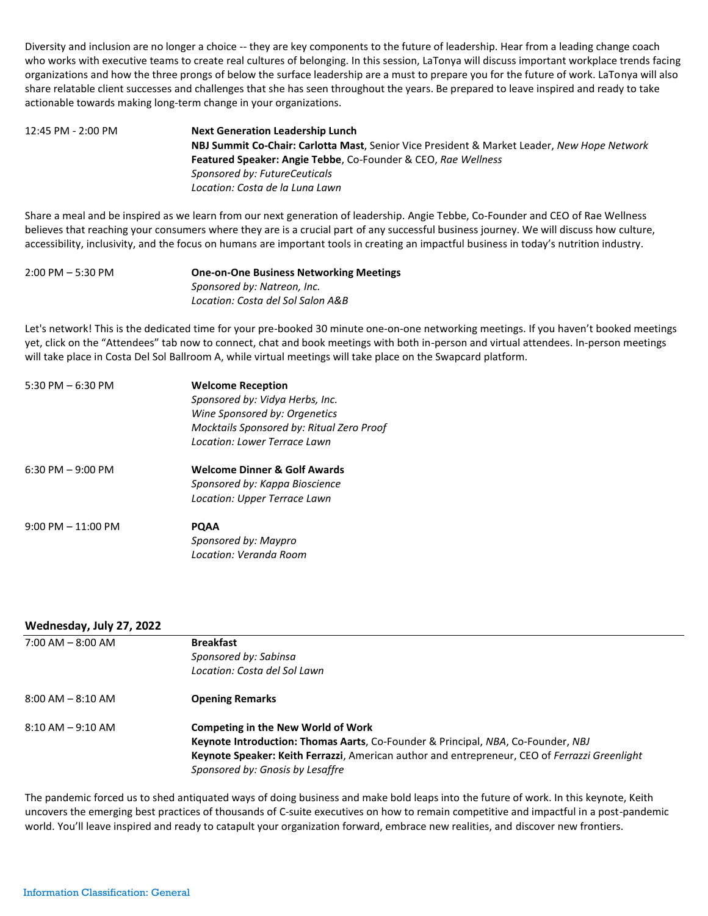Diversity and inclusion are no longer a choice -- they are key components to the future of leadership. Hear from a leading change coach who works with executive teams to create real cultures of belonging. In this session, LaTonya will discuss important workplace trends facing organizations and how the three prongs of below the surface leadership are a must to prepare you for the future of work. LaTonya will also share relatable client successes and challenges that she has seen throughout the years. Be prepared to leave inspired and ready to take actionable towards making long-term change in your organizations.

12:45 PM - 2:00 PM **Next Generation Leadership Lunch**
**NBJ Summit Co-Chair: Carlotta Mast**, Senior Vice President & Market Leader, *New Hope Network*
**Featured Speaker: Angie Tebbe**, Co-Founder & CEO, *Rae Wellness*
*Sponsored by: FutureCeuticals*
*Location: Costa de la Luna Lawn*

Share a meal and be inspired as we learn from our next generation of leadership. Angie Tebbe, Co-Founder and CEO of Rae Wellness believes that reaching your consumers where they are is a crucial part of any successful business journey. We will discuss how culture, accessibility, inclusivity, and the focus on humans are important tools in creating an impactful business in today's nutrition industry.

2:00 PM – 5:30 PM **One-on-One Business Networking Meetings**
*Sponsored by: Natreon, Inc.*
*Location: Costa del Sol Salon A&B*

Let's network! This is the dedicated time for your pre-booked 30 minute one-on-one networking meetings. If you haven't booked meetings yet, click on the "Attendees" tab now to connect, chat and book meetings with both in-person and virtual attendees. In-person meetings will take place in Costa Del Sol Ballroom A, while virtual meetings will take place on the Swapcard platform.

5:30 PM – 6:30 PM **Welcome Reception**
*Sponsored by: Vidya Herbs, Inc.*
*Wine Sponsored by: Orgenetics*
*Mocktails Sponsored by: Ritual Zero Proof*
*Location: Lower Terrace Lawn*

6:30 PM – 9:00 PM **Welcome Dinner & Golf Awards**
*Sponsored by: Kappa Bioscience*
*Location: Upper Terrace Lawn*

9:00 PM – 11:00 PM **PQAA**
*Sponsored by: Maypro*
*Location: Veranda Room*

## Wednesday, July 27, 2022

7:00 AM – 8:00 AM **Breakfast**
*Sponsored by: Sabinsa*
*Location: Costa del Sol Lawn*

8:00 AM – 8:10 AM **Opening Remarks**

8:10 AM – 9:10 AM **Competing in the New World of Work**
**Keynote Introduction: Thomas Aarts**, Co-Founder & Principal, *NBA*, Co-Founder, *NBJ*
**Keynote Speaker: Keith Ferrazzi**, American author and entrepreneur, CEO of *Ferrazzi Greenlight*
*Sponsored by: Gnosis by Lesaffre*

The pandemic forced us to shed antiquated ways of doing business and make bold leaps into the future of work. In this keynote, Keith uncovers the emerging best practices of thousands of C-suite executives on how to remain competitive and impactful in a post-pandemic world. You'll leave inspired and ready to catapult your organization forward, embrace new realities, and discover new frontiers.

Information Classification: General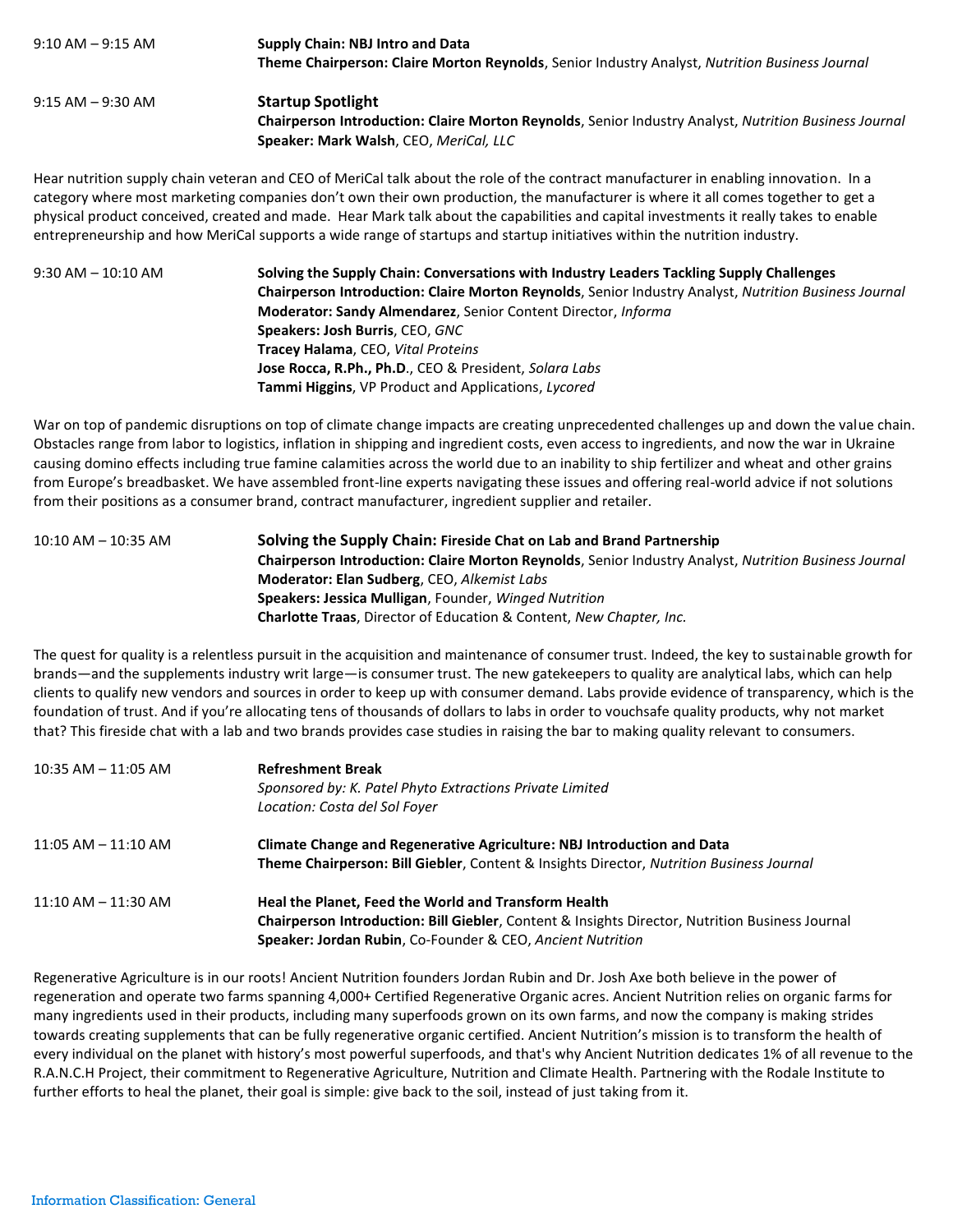9:10 AM – 9:15 AM

**Supply Chain: NBJ Intro and Data**
**Theme Chairperson: Claire Morton Reynolds**, Senior Industry Analyst, *Nutrition Business Journal*

9:15 AM – 9:30 AM

**Startup Spotlight**
**Chairperson Introduction: Claire Morton Reynolds**, Senior Industry Analyst, *Nutrition Business Journal*
**Speaker: Mark Walsh**, CEO, *MeriCal, LLC*

Hear nutrition supply chain veteran and CEO of MeriCal talk about the role of the contract manufacturer in enabling innovation. In a category where most marketing companies don't own their own production, the manufacturer is where it all comes together to get a physical product conceived, created and made. Hear Mark talk about the capabilities and capital investments it really takes to enable entrepreneurship and how MeriCal supports a wide range of startups and startup initiatives within the nutrition industry.

9:30 AM – 10:10 AM

**Solving the Supply Chain: Conversations with Industry Leaders Tackling Supply Challenges**
**Chairperson Introduction: Claire Morton Reynolds**, Senior Industry Analyst, *Nutrition Business Journal*
**Moderator: Sandy Almendarez**, Senior Content Director, *Informa*
**Speakers: Josh Burris**, CEO, *GNC*
**Tracey Halama**, CEO, *Vital Proteins*
**Jose Rocca, R.Ph., Ph.D.**, CEO & President, *Solara Labs*
**Tammi Higgins**, VP Product and Applications, *Lycored*

War on top of pandemic disruptions on top of climate change impacts are creating unprecedented challenges up and down the value chain. Obstacles range from labor to logistics, inflation in shipping and ingredient costs, even access to ingredients, and now the war in Ukraine causing domino effects including true famine calamities across the world due to an inability to ship fertilizer and wheat and other grains from Europe's breadbasket. We have assembled front-line experts navigating these issues and offering real-world advice if not solutions from their positions as a consumer brand, contract manufacturer, ingredient supplier and retailer.

10:10 AM – 10:35 AM

**Solving the Supply Chain: Fireside Chat on Lab and Brand Partnership**
**Chairperson Introduction: Claire Morton Reynolds**, Senior Industry Analyst, *Nutrition Business Journal*
**Moderator: Elan Sudberg**, CEO, *Alkemist Labs*
**Speakers: Jessica Mulligan**, Founder, *Winged Nutrition*
**Charlotte Traas**, Director of Education & Content, *New Chapter, Inc.*

The quest for quality is a relentless pursuit in the acquisition and maintenance of consumer trust. Indeed, the key to sustainable growth for brands—and the supplements industry writ large—is consumer trust. The new gatekeepers to quality are analytical labs, which can help clients to qualify new vendors and sources in order to keep up with consumer demand. Labs provide evidence of transparency, which is the foundation of trust. And if you're allocating tens of thousands of dollars to labs in order to vouchsafe quality products, why not market that? This fireside chat with a lab and two brands provides case studies in raising the bar to making quality relevant to consumers.

10:35 AM – 11:05 AM

**Refreshment Break**
*Sponsored by: K. Patel Phyto Extractions Private Limited*
*Location: Costa del Sol Foyer*

11:05 AM – 11:10 AM

**Climate Change and Regenerative Agriculture: NBJ Introduction and Data**
**Theme Chairperson: Bill Giebler**, Content & Insights Director, *Nutrition Business Journal*

11:10 AM – 11:30 AM

**Heal the Planet, Feed the World and Transform Health**
**Chairperson Introduction: Bill Giebler**, Content & Insights Director, Nutrition Business Journal
**Speaker: Jordan Rubin**, Co-Founder & CEO, *Ancient Nutrition*

Regenerative Agriculture is in our roots! Ancient Nutrition founders Jordan Rubin and Dr. Josh Axe both believe in the power of regeneration and operate two farms spanning 4,000+ Certified Regenerative Organic acres. Ancient Nutrition relies on organic farms for many ingredients used in their products, including many superfoods grown on its own farms, and now the company is making strides towards creating supplements that can be fully regenerative organic certified. Ancient Nutrition's mission is to transform the health of every individual on the planet with history's most powerful superfoods, and that's why Ancient Nutrition dedicates 1% of all revenue to the R.A.N.C.H Project, their commitment to Regenerative Agriculture, Nutrition and Climate Health. Partnering with the Rodale Institute to further efforts to heal the planet, their goal is simple: give back to the soil, instead of just taking from it.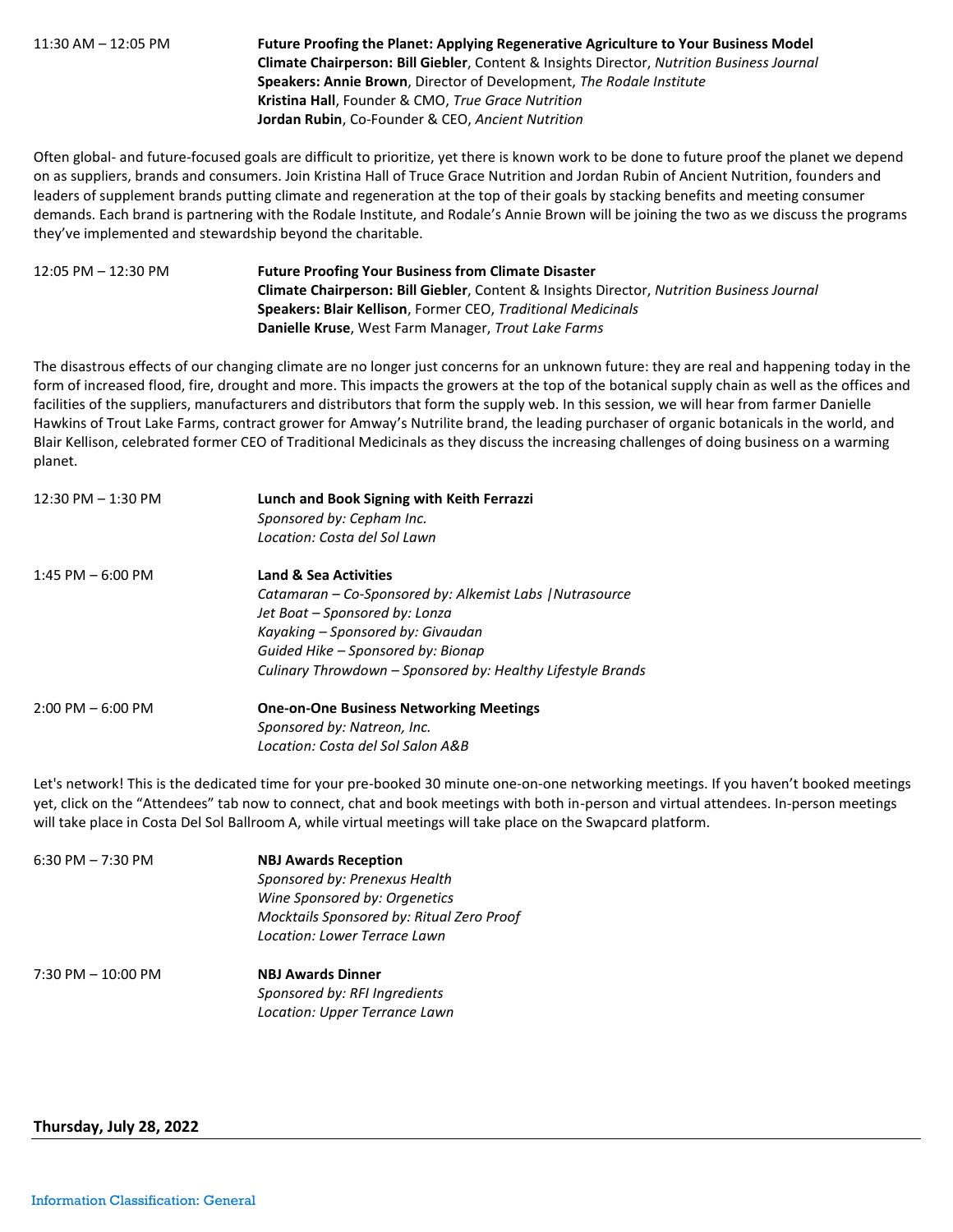11:30 AM – 12:05 PM **Future Proofing the Planet: Applying Regenerative Agriculture to Your Business Model**
**Climate Chairperson: Bill Giebler**, Content & Insights Director, *Nutrition Business Journal*
**Speakers: Annie Brown**, Director of Development, *The Rodale Institute*
**Kristina Hall**, Founder & CMO, *True Grace Nutrition*
**Jordan Rubin**, Co-Founder & CEO, *Ancient Nutrition*

Often global- and future-focused goals are difficult to prioritize, yet there is known work to be done to future proof the planet we depend on as suppliers, brands and consumers. Join Kristina Hall of Truce Grace Nutrition and Jordan Rubin of Ancient Nutrition, founders and leaders of supplement brands putting climate and regeneration at the top of their goals by stacking benefits and meeting consumer demands. Each brand is partnering with the Rodale Institute, and Rodale's Annie Brown will be joining the two as we discuss the programs they've implemented and stewardship beyond the charitable.

12:05 PM – 12:30 PM **Future Proofing Your Business from Climate Disaster**
**Climate Chairperson: Bill Giebler**, Content & Insights Director, *Nutrition Business Journal*
**Speakers: Blair Kellison**, Former CEO, *Traditional Medicinals*
**Danielle Kruse**, West Farm Manager, *Trout Lake Farms*

The disastrous effects of our changing climate are no longer just concerns for an unknown future: they are real and happening today in the form of increased flood, fire, drought and more. This impacts the growers at the top of the botanical supply chain as well as the offices and facilities of the suppliers, manufacturers and distributors that form the supply web. In this session, we will hear from farmer Danielle Hawkins of Trout Lake Farms, contract grower for Amway's Nutrilite brand, the leading purchaser of organic botanicals in the world, and Blair Kellison, celebrated former CEO of Traditional Medicinals as they discuss the increasing challenges of doing business on a warming planet.

12:30 PM – 1:30 PM **Lunch and Book Signing with Keith Ferrazzi**
*Sponsored by: Cepham Inc.*
*Location: Costa del Sol Lawn*

1:45 PM – 6:00 PM **Land & Sea Activities**
*Catamaran – Co-Sponsored by: Alkemist Labs |Nutrasource*
*Jet Boat – Sponsored by: Lonza*
*Kayaking – Sponsored by: Givaudan*
*Guided Hike – Sponsored by: Bionap*
*Culinary Throwdown – Sponsored by: Healthy Lifestyle Brands*

2:00 PM – 6:00 PM **One-on-One Business Networking Meetings**
*Sponsored by: Natreon, Inc.*
*Location: Costa del Sol Salon A&B*

Let's network! This is the dedicated time for your pre-booked 30 minute one-on-one networking meetings. If you haven't booked meetings yet, click on the "Attendees" tab now to connect, chat and book meetings with both in-person and virtual attendees. In-person meetings will take place in Costa Del Sol Ballroom A, while virtual meetings will take place on the Swapcard platform.

6:30 PM – 7:30 PM **NBJ Awards Reception**
*Sponsored by: Prenexus Health*
*Wine Sponsored by: Orgenetics*
*Mocktails Sponsored by: Ritual Zero Proof*
*Location: Lower Terrace Lawn*

7:30 PM – 10:00 PM **NBJ Awards Dinner**
*Sponsored by: RFI Ingredients*
*Location: Upper Terrance Lawn*

**Thursday, July 28, 2022**

Information Classification: General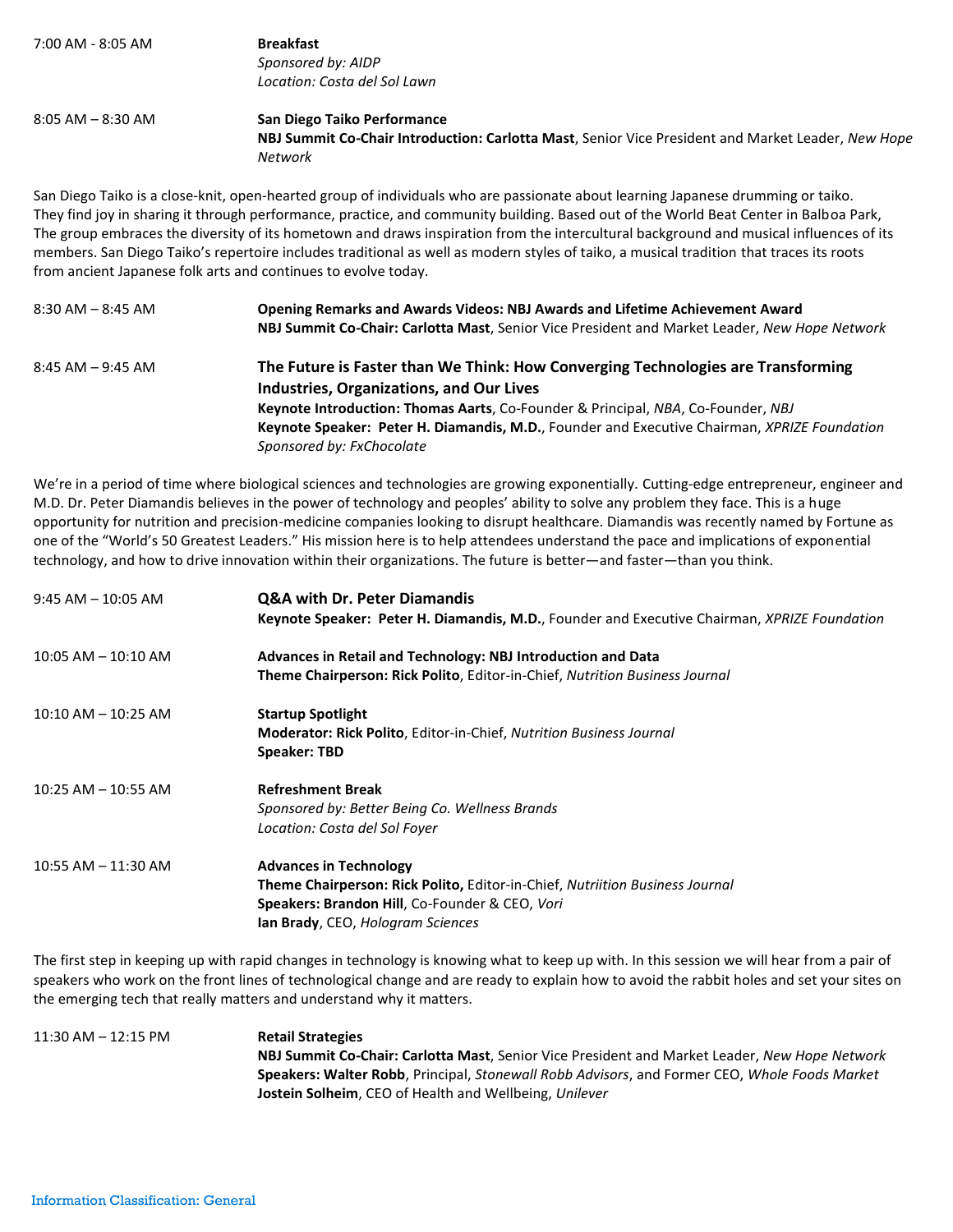7:00 AM - 8:05 AM

**Breakfast**
*Sponsored by: AIDP*
*Location: Costa del Sol Lawn*

8:05 AM – 8:30 AM

**San Diego Taiko Performance**
**NBJ Summit Co-Chair Introduction: Carlotta Mast**, Senior Vice President and Market Leader, *New Hope Network*

San Diego Taiko is a close-knit, open-hearted group of individuals who are passionate about learning Japanese drumming or taiko. They find joy in sharing it through performance, practice, and community building. Based out of the World Beat Center in Balboa Park, The group embraces the diversity of its hometown and draws inspiration from the intercultural background and musical influences of its members. San Diego Taiko's repertoire includes traditional as well as modern styles of taiko, a musical tradition that traces its roots from ancient Japanese folk arts and continues to evolve today.

8:30 AM – 8:45 AM

**Opening Remarks and Awards Videos: NBJ Awards and Lifetime Achievement Award**
**NBJ Summit Co-Chair: Carlotta Mast**, Senior Vice President and Market Leader, *New Hope Network*

8:45 AM – 9:45 AM

**The Future is Faster than We Think: How Converging Technologies are Transforming Industries, Organizations, and Our Lives**
**Keynote Introduction: Thomas Aarts**, Co-Founder & Principal, *NBA*, Co-Founder, *NBJ*
**Keynote Speaker: Peter H. Diamandis, M.D.**, Founder and Executive Chairman, *XPRIZE Foundation*
*Sponsored by: FxChocolate*

We're in a period of time where biological sciences and technologies are growing exponentially. Cutting-edge entrepreneur, engineer and M.D. Dr. Peter Diamandis believes in the power of technology and peoples' ability to solve any problem they face. This is a huge opportunity for nutrition and precision-medicine companies looking to disrupt healthcare. Diamandis was recently named by Fortune as one of the "World's 50 Greatest Leaders." His mission here is to help attendees understand the pace and implications of exponential technology, and how to drive innovation within their organizations. The future is better—and faster—than you think.

9:45 AM – 10:05 AM

**Q&A with Dr. Peter Diamandis**
**Keynote Speaker: Peter H. Diamandis, M.D.**, Founder and Executive Chairman, *XPRIZE Foundation*

10:05 AM – 10:10 AM

**Advances in Retail and Technology: NBJ Introduction and Data**
**Theme Chairperson: Rick Polito**, Editor-in-Chief, *Nutrition Business Journal*

10:10 AM – 10:25 AM

**Startup Spotlight**
**Moderator: Rick Polito**, Editor-in-Chief, *Nutrition Business Journal*
**Speaker: TBD**

10:25 AM – 10:55 AM

**Refreshment Break**
*Sponsored by: Better Being Co. Wellness Brands*
*Location: Costa del Sol Foyer*

10:55 AM – 11:30 AM

**Advances in Technology**
**Theme Chairperson: Rick Polito,** Editor-in-Chief, *Nutriition Business Journal*
**Speakers: Brandon Hill**, Co-Founder & CEO, *Vori*
**Ian Brady**, CEO, *Hologram Sciences*

The first step in keeping up with rapid changes in technology is knowing what to keep up with. In this session we will hear from a pair of speakers who work on the front lines of technological change and are ready to explain how to avoid the rabbit holes and set your sites on the emerging tech that really matters and understand why it matters.

11:30 AM – 12:15 PM

**Retail Strategies**
**NBJ Summit Co-Chair: Carlotta Mast**, Senior Vice President and Market Leader, *New Hope Network*
**Speakers: Walter Robb**, Principal, *Stonewall Robb Advisors*, and Former CEO, *Whole Foods Market*
**Jostein Solheim**, CEO of Health and Wellbeing, *Unilever*

Information Classification: General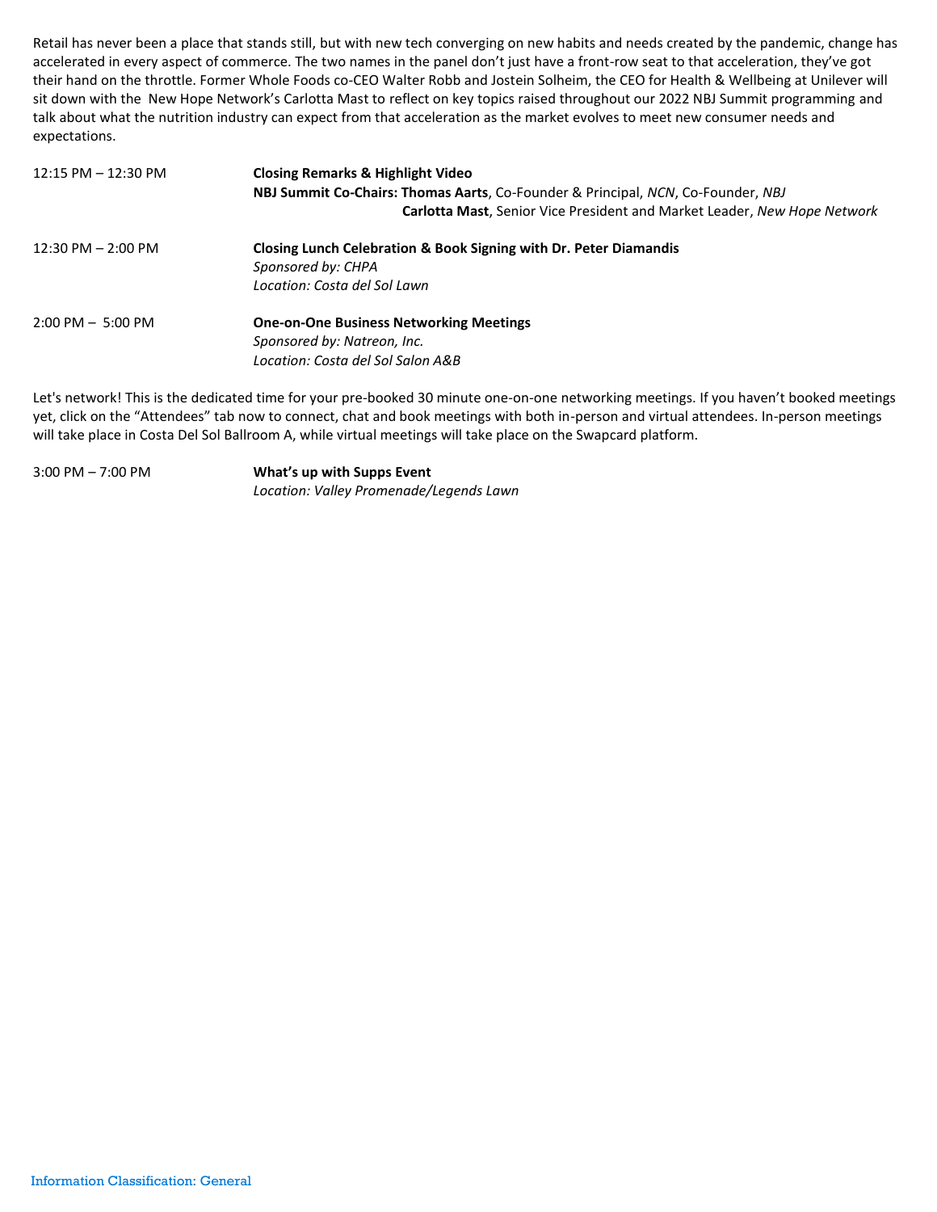Retail has never been a place that stands still, but with new tech converging on new habits and needs created by the pandemic, change has accelerated in every aspect of commerce. The two names in the panel don't just have a front-row seat to that acceleration, they've got their hand on the throttle. Former Whole Foods co-CEO Walter Robb and Jostein Solheim, the CEO for Health & Wellbeing at Unilever will sit down with the New Hope Network's Carlotta Mast to reflect on key topics raised throughout our 2022 NBJ Summit programming and talk about what the nutrition industry can expect from that acceleration as the market evolves to meet new consumer needs and expectations.

| | |
|---|---|
| 12:15 PM – 12:30 PM | **Closing Remarks & Highlight Video**<br>**NBJ Summit Co-Chairs: Thomas Aarts**, Co-Founder & Principal, *NCN*, Co-Founder, *NBJ*<br>**Carlotta Mast**, Senior Vice President and Market Leader, *New Hope Network* |
| 12:30 PM – 2:00 PM | **Closing Lunch Celebration & Book Signing with Dr. Peter Diamandis**<br>*Sponsored by: CHPA*<br>*Location: Costa del Sol Lawn* |
| 2:00 PM – 5:00 PM | **One-on-One Business Networking Meetings**<br>*Sponsored by: Natreon, Inc.*<br>*Location: Costa del Sol Salon A&B* |

Let's network! This is the dedicated time for your pre-booked 30 minute one-on-one networking meetings. If you haven't booked meetings yet, click on the "Attendees" tab now to connect, chat and book meetings with both in-person and virtual attendees. In-person meetings will take place in Costa Del Sol Ballroom A, while virtual meetings will take place on the Swapcard platform.

| | |
|---|---|
| 3:00 PM – 7:00 PM | **What's up with Supps Event**<br>*Location: Valley Promenade/Legends Lawn* |

Information Classification: General